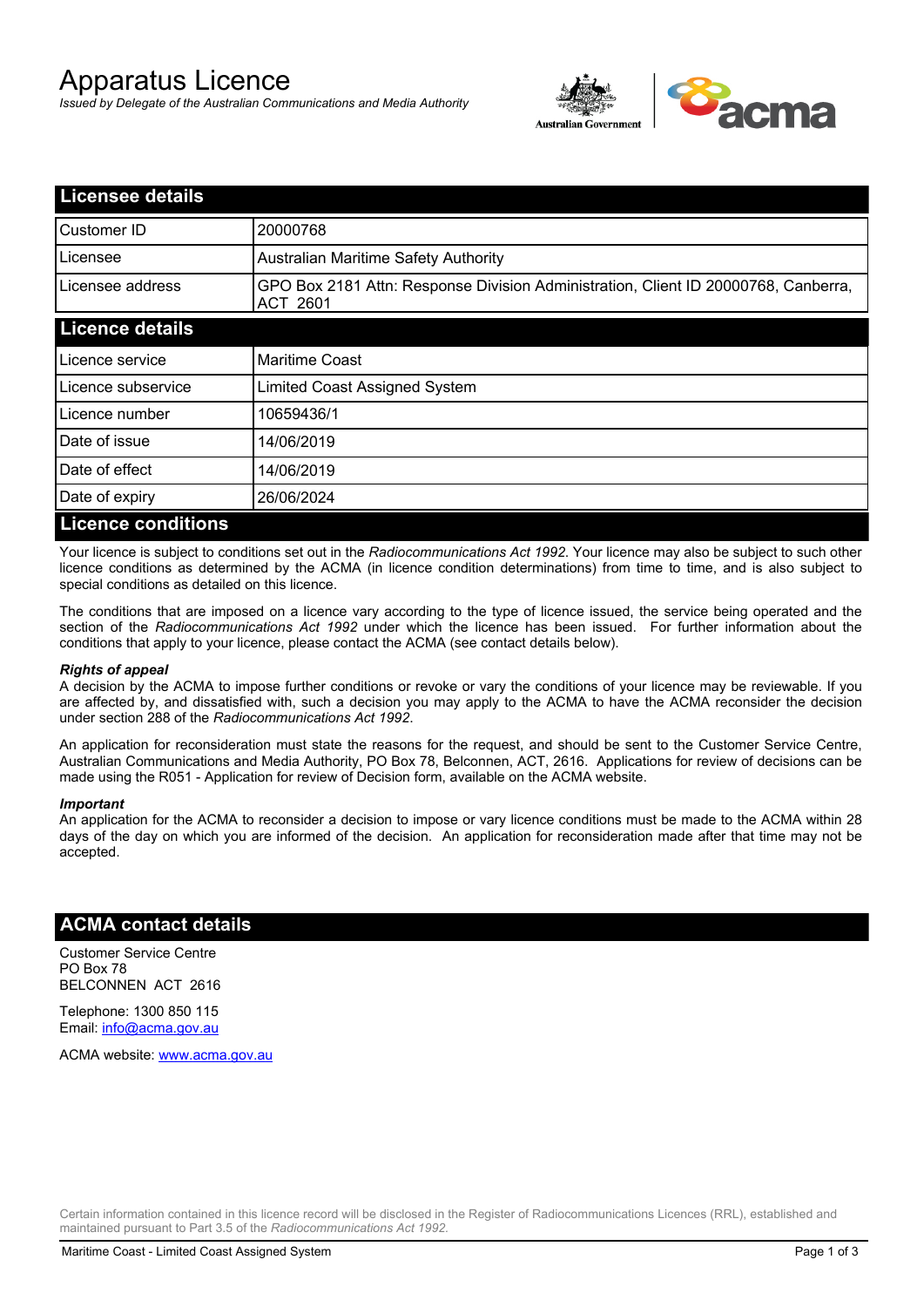# Apparatus Licence

*Issued by Delegate of the Australian Communications and Media Authority*

## Licensee details

| Customer ID | 20000768 |
|---|---|
| Licensee | Australian Maritime Safety Authority |
| Licensee address | GPO Box 2181 Attn: Response Division Administration, Client ID 20000768, Canberra, ACT 2601 |

## Licence details

| Licence service | Maritime Coast |
|---|---|
| Licence subservice | Limited Coast Assigned System |
| Licence number | 10659436/1 |
| Date of issue | 14/06/2019 |
| Date of effect | 14/06/2019 |
| Date of expiry | 26/06/2024 |

## Licence conditions

Your licence is subject to conditions set out in the *Radiocommunications Act 1992*. Your licence may also be subject to such other licence conditions as determined by the ACMA (in licence condition determinations) from time to time, and is also subject to special conditions as detailed on this licence.

The conditions that are imposed on a licence vary according to the type of licence issued, the service being operated and the section of the *Radiocommunications Act 1992* under which the licence has been issued. For further information about the conditions that apply to your licence, please contact the ACMA (see contact details below).

***Rights of appeal***

A decision by the ACMA to impose further conditions or revoke or vary the conditions of your licence may be reviewable. If you are affected by, and dissatisfied with, such a decision you may apply to the ACMA to have the ACMA reconsider the decision under section 288 of the *Radiocommunications Act 1992*.

An application for reconsideration must state the reasons for the request, and should be sent to the Customer Service Centre, Australian Communications and Media Authority, PO Box 78, Belconnen, ACT, 2616. Applications for review of decisions can be made using the R051 - Application for review of Decision form, available on the ACMA website.

***Important***

An application for the ACMA to reconsider a decision to impose or vary licence conditions must be made to the ACMA within 28 days of the day on which you are informed of the decision. An application for reconsideration made after that time may not be accepted.

## ACMA contact details

Customer Service Centre
PO Box 78
BELCONNEN ACT 2616

Telephone: 1300 850 115
Email: info@acma.gov.au

ACMA website: www.acma.gov.au

Certain information contained in this licence record will be disclosed in the Register of Radiocommunications Licences (RRL), established and maintained pursuant to Part 3.5 of the *Radiocommunications Act 1992.*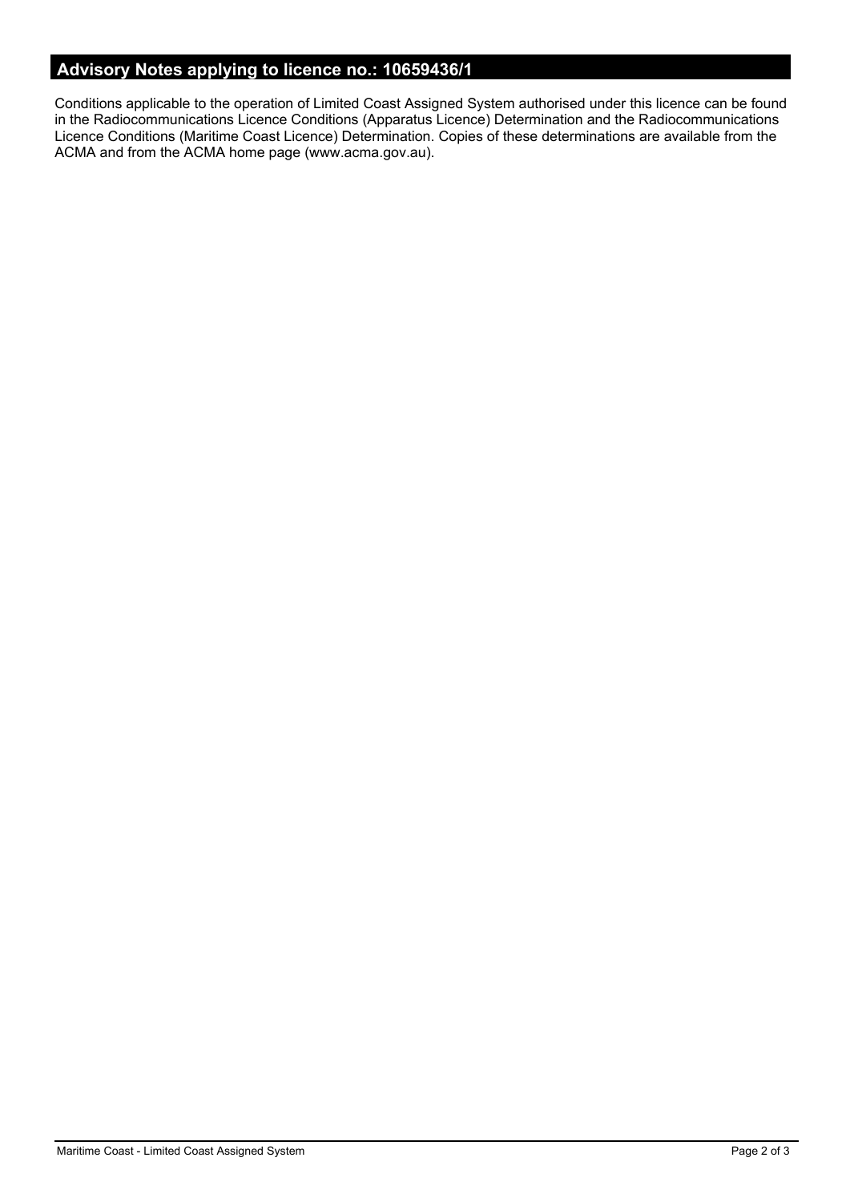## Advisory Notes applying to licence no.: 10659436/1

Conditions applicable to the operation of Limited Coast Assigned System authorised under this licence can be found in the Radiocommunications Licence Conditions (Apparatus Licence) Determination and the Radiocommunications Licence Conditions (Maritime Coast Licence) Determination. Copies of these determinations are available from the ACMA and from the ACMA home page (www.acma.gov.au).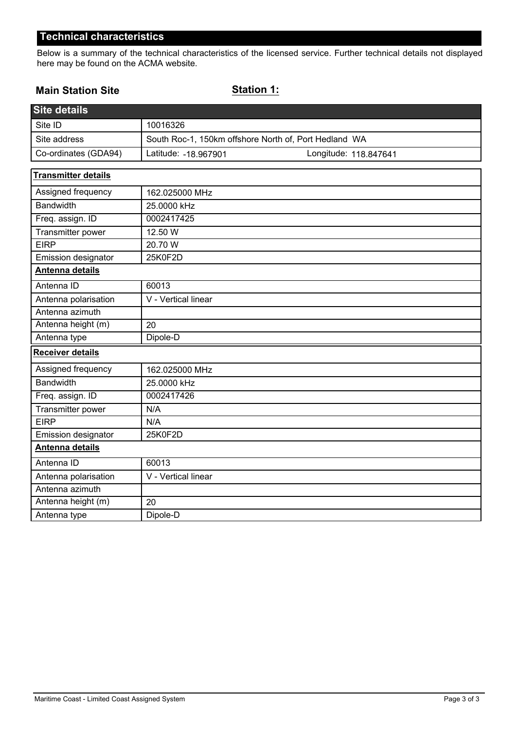## Technical characteristics

Below is a summary of the technical characteristics of the licensed service. Further technical details not displayed here may be found on the ACMA website.

**Main Station Site** **Station 1:**

| Site details | |
|---|---|
| Site ID | 10016326 |
| Site address | South Roc-1, 150km offshore North of, Port Hedland WA |
| Co-ordinates (GDA94) | Latitude: -18.967901 Longitude: 118.847641 |

| **Transmitter details** | |
|---|---|
| Assigned frequency | 162.025000 MHz |
| Bandwidth | 25.0000 kHz |
| Freq. assign. ID | 0002417425 |
| Transmitter power | 12.50 W |
| EIRP | 20.70 W |
| Emission designator | 25K0F2D |
| **Antenna details** | |
| Antenna ID | 60013 |
| Antenna polarisation | V - Vertical linear |
| Antenna azimuth | |
| Antenna height (m) | 20 |
| Antenna type | Dipole-D |

| **Receiver details** | |
|---|---|
| Assigned frequency | 162.025000 MHz |
| Bandwidth | 25.0000 kHz |
| Freq. assign. ID | 0002417426 |
| Transmitter power | N/A |
| EIRP | N/A |
| Emission designator | 25K0F2D |
| **Antenna details** | |
| Antenna ID | 60013 |
| Antenna polarisation | V - Vertical linear |
| Antenna azimuth | |
| Antenna height (m) | 20 |
| Antenna type | Dipole-D |